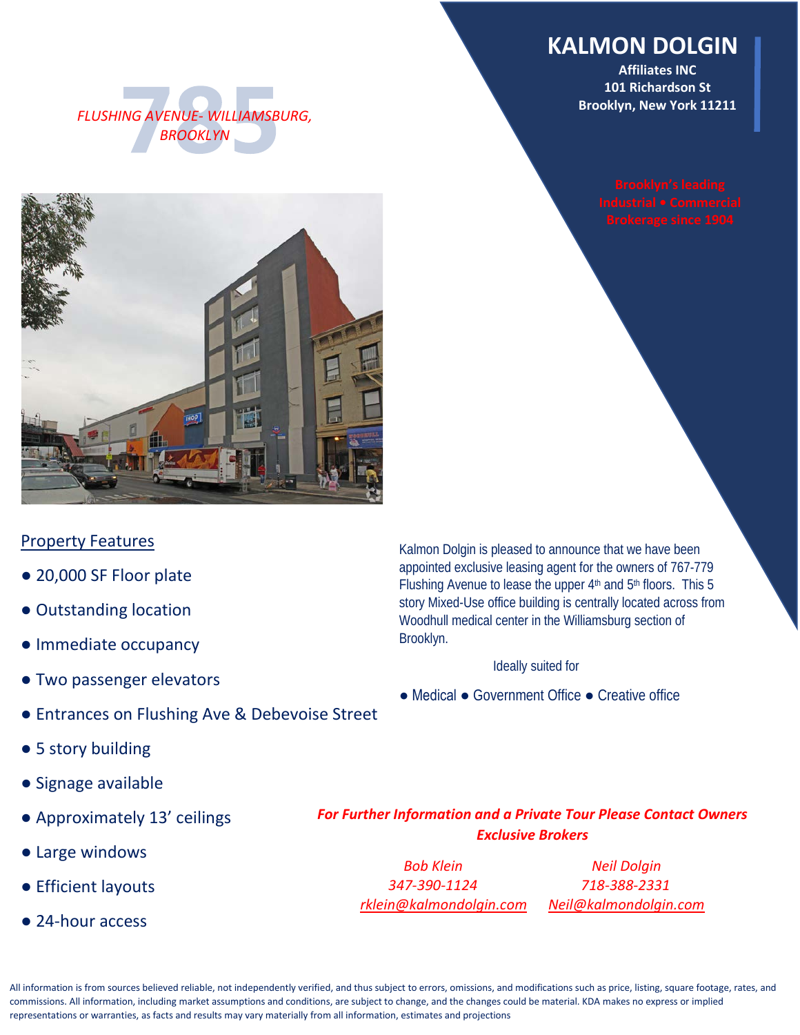# 785

*FLUSHING AVENUE- WILLIAMSBURG, BROOKLYN*

## KALMON DOLGIN

**Affiliates INC**
**101 Richardson St**
**Brooklyn, New York 11211**

**Brooklyn's leading Industrial • Commercial Brokerage since 1904**

## Property Features

- 20,000 SF Floor plate
- Outstanding location
- Immediate occupancy
- Two passenger elevators
- Entrances on Flushing Ave & Debevoise Street
- 5 story building
- Signage available
- Approximately 13' ceilings
- Large windows
- Efficient layouts
- 24-hour access

Kalmon Dolgin is pleased to announce that we have been appointed exclusive leasing agent for the owners of 767-779 Flushing Avenue to lease the upper 4th and 5th floors. This 5 story Mixed-Use office building is centrally located across from Woodhull medical center in the Williamsburg section of Brooklyn.

Ideally suited for

● Medical ● Government Office ● Creative office

***For Further Information and a Private Tour Please Contact Owners Exclusive Brokers***

*Bob Klein*
*347-390-1124*
*rklein@kalmondolgin.com*

*Neil Dolgin*
*718-388-2331*
*Neil@kalmondolgin.com*

All information is from sources believed reliable, not independently verified, and thus subject to errors, omissions, and modifications such as price, listing, square footage, rates, and commissions. All information, including market assumptions and conditions, are subject to change, and the changes could be material. KDA makes no express or implied representations or warranties, as facts and results may vary materially from all information, estimates and projections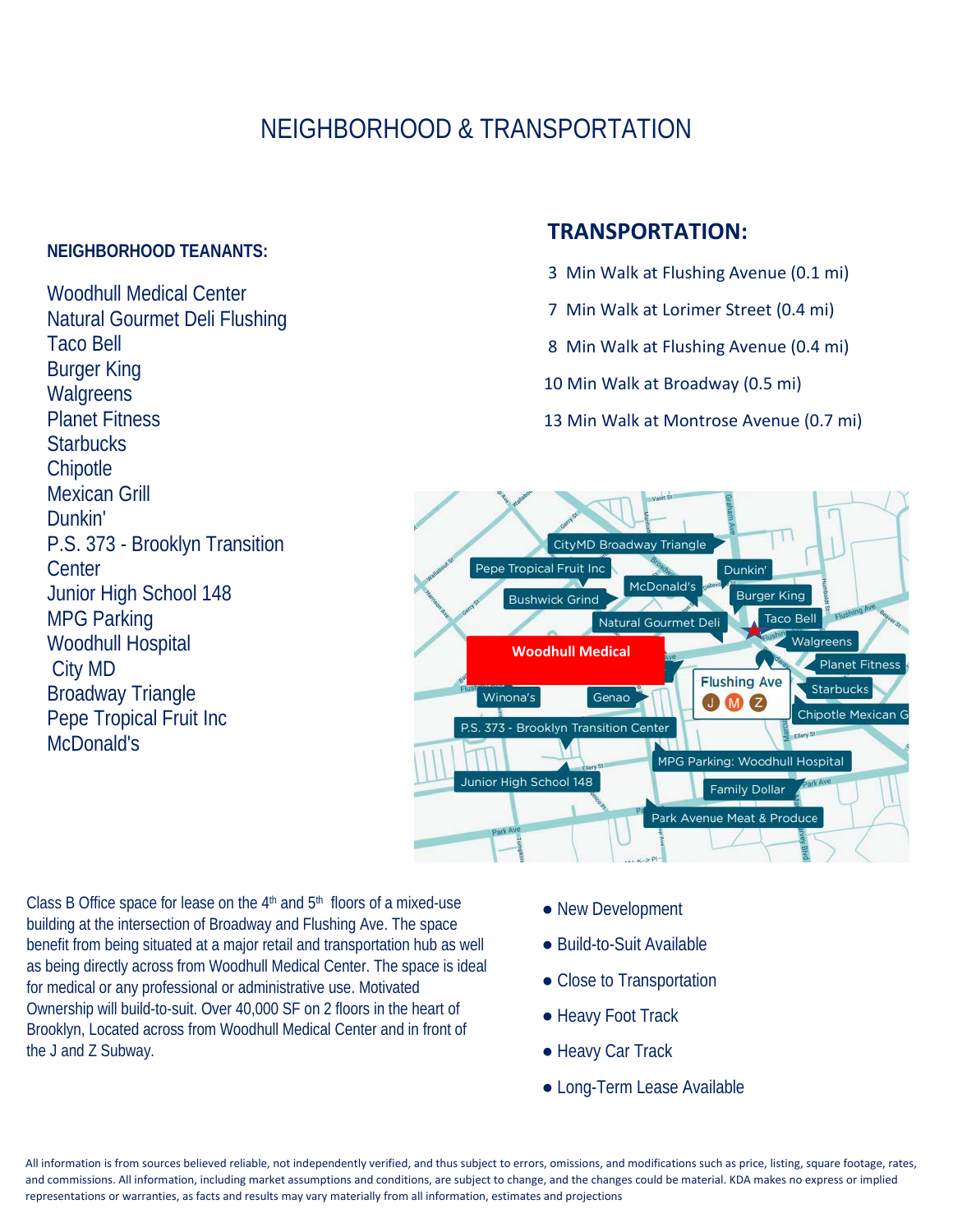# NEIGHBORHOOD & TRANSPORTATION

## NEIGHBORHOOD TEANANTS:

Woodhull Medical Center
Natural Gourmet Deli Flushing
Taco Bell
Burger King
Walgreens
Planet Fitness
Starbucks
Chipotle
Mexican Grill
Dunkin'
P.S. 373 - Brooklyn Transition Center
Junior High School 148
MPG Parking
Woodhull Hospital
City MD
Broadway Triangle
Pepe Tropical Fruit Inc
McDonald's

## TRANSPORTATION:

3 Min Walk at Flushing Avenue (0.1 mi)

7 Min Walk at Lorimer Street (0.4 mi)

8 Min Walk at Flushing Avenue (0.4 mi)

10 Min Walk at Broadway (0.5 mi)

13 Min Walk at Montrose Avenue (0.7 mi)

Class B Office space for lease on the 4th and 5th floors of a mixed-use building at the intersection of Broadway and Flushing Ave. The space benefit from being situated at a major retail and transportation hub as well as being directly across from Woodhull Medical Center. The space is ideal for medical or any professional or administrative use. Motivated Ownership will build-to-suit. Over 40,000 SF on 2 floors in the heart of Brooklyn, Located across from Woodhull Medical Center and in front of the J and Z Subway.

- New Development
- Build-to-Suit Available
- Close to Transportation
- Heavy Foot Track
- Heavy Car Track
- Long-Term Lease Available

All information is from sources believed reliable, not independently verified, and thus subject to errors, omissions, and modifications such as price, listing, square footage, rates, and commissions. All information, including market assumptions and conditions, are subject to change, and the changes could be material. KDA makes no express or implied representations or warranties, as facts and results may vary materially from all information, estimates and projections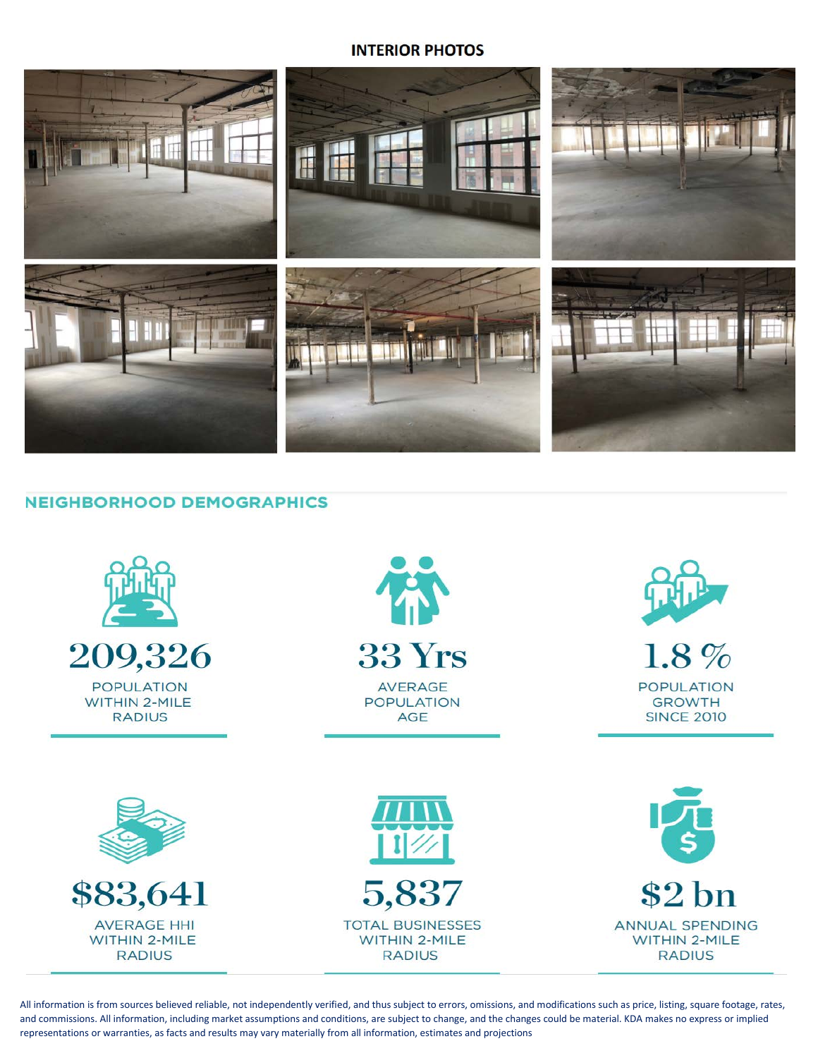## INTERIOR PHOTOS

## NEIGHBORHOOD DEMOGRAPHICS

**209,326**
POPULATION WITHIN 2-MILE RADIUS

**33 Yrs**
AVERAGE POPULATION AGE

**1.8 %**
POPULATION GROWTH SINCE 2010

**$83,641**
AVERAGE HHI WITHIN 2-MILE RADIUS

**5,837**
TOTAL BUSINESSES WITHIN 2-MILE RADIUS

**$2 bn**
ANNUAL SPENDING WITHIN 2-MILE RADIUS

All information is from sources believed reliable, not independently verified, and thus subject to errors, omissions, and modifications such as price, listing, square footage, rates, and commissions. All information, including market assumptions and conditions, are subject to change, and the changes could be material. KDA makes no express or implied representations or warranties, as facts and results may vary materially from all information, estimates and projections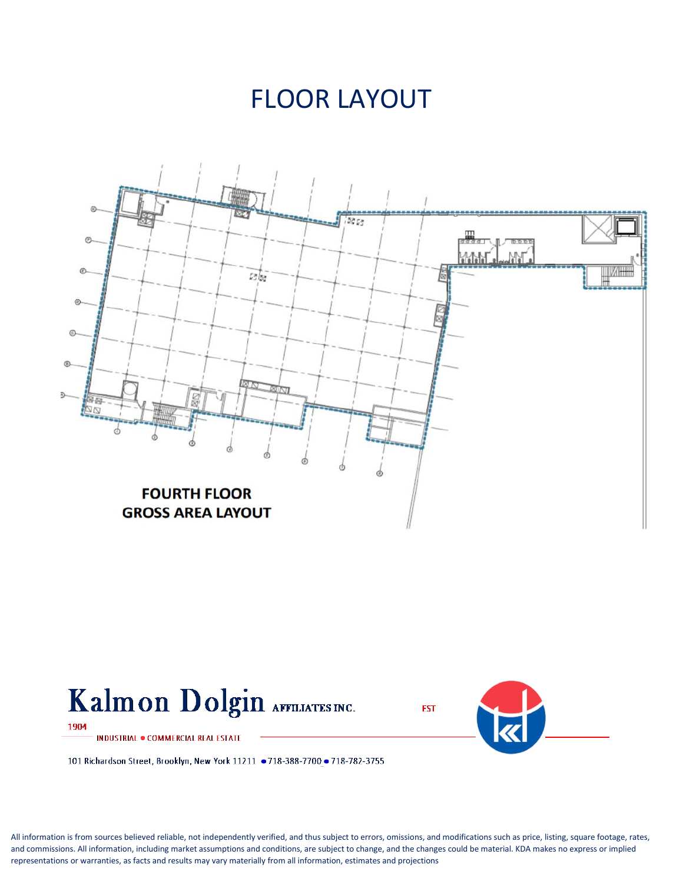# FLOOR LAYOUT

FOURTH FLOOR
GROSS AREA LAYOUT

Kalmon Dolgin AFFILIATES INC.

1904 EST

INDUSTRIAL • COMMERCIAL REAL ESTATE

101 Richardson Street, Brooklyn, New York 11211 • 718-388-7700 • 718-782-3755

All information is from sources believed reliable, not independently verified, and thus subject to errors, omissions, and modifications such as price, listing, square footage, rates, and commissions. All information, including market assumptions and conditions, are subject to change, and the changes could be material. KDA makes no express or implied representations or warranties, as facts and results may vary materially from all information, estimates and projections